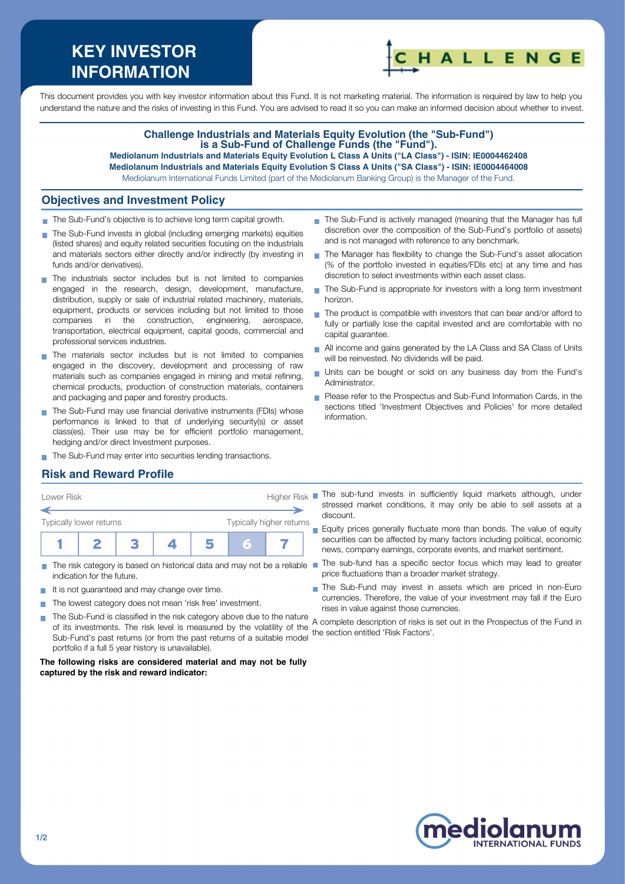# KEY INVESTOR INFORMATION

CHALLENGE

This document provides you with key investor information about this Fund. It is not marketing material. The information is required by law to help you understand the nature and the risks of investing in this Fund. You are advised to read it so you can make an informed decision about whether to invest.

**Challenge Industrials and Materials Equity Evolution (the "Sub-Fund") is a Sub-Fund of Challenge Funds (the "Fund").**

**Mediolanum Industrials and Materials Equity Evolution L Class A Units ("LA Class") - ISIN: IE0004462408**

**Mediolanum Industrials and Materials Equity Evolution S Class A Units ("SA Class") - ISIN: IE0004464008**

Mediolanum International Funds Limited (part of the Mediolanum Banking Group) is the Manager of the Fund.

## Objectives and Investment Policy

- The Sub-Fund's objective is to achieve long term capital growth.
- The Sub-Fund invests in global (including emerging markets) equities (listed shares) and equity related securities focusing on the industrials and materials sectors either directly and/or indirectly (by investing in funds and/or derivatives).
- The industrials sector includes but is not limited to companies engaged in the research, design, development, manufacture, distribution, supply or sale of industrial related machinery, materials, equipment, products or services including but not limited to those companies in the construction, engineering, aerospace, transportation, electrical equipment, capital goods, commercial and professional services industries.
- The materials sector includes but is not limited to companies engaged in the discovery, development and processing of raw materials such as companies engaged in mining and metal refining, chemical products, production of construction materials, containers and packaging and paper and forestry products.
- The Sub-Fund may use financial derivative instruments (FDIs) whose performance is linked to that of underlying security(s) or asset class(es). Their use may be for efficient portfolio management, hedging and/or direct Investment purposes.
- The Sub-Fund may enter into securities lending transactions.
- The Sub-Fund is actively managed (meaning that the Manager has full discretion over the composition of the Sub-Fund's portfolio of assets) and is not managed with reference to any benchmark.
- The Manager has flexibility to change the Sub-Fund's asset allocation (% of the portfolio invested in equities/FDIs etc) at any time and has discretion to select investments within each asset class.
- The Sub-Fund is appropriate for investors with a long term investment horizon.
- The product is compatible with investors that can bear and/or afford to fully or partially lose the capital invested and are comfortable with no capital guarantee.
- All income and gains generated by the LA Class and SA Class of Units will be reinvested. No dividends will be paid.
- Units can be bought or sold on any business day from the Fund's Administrator.
- Please refer to the Prospectus and Sub-Fund Information Cards, in the sections titled 'Investment Objectives and Policies' for more detailed information.

## Risk and Reward Profile

Lower Risk — Higher Risk

Typically lower returns — Typically higher returns

| 1 | 2 | 3 | 4 | 5 | **6** | 7 |
|---|---|---|---|---|---|---|

- The risk category is based on historical data and may not be a reliable indication for the future.
- It is not guaranteed and may change over time.
- The lowest category does not mean 'risk free' investment.
- The Sub-Fund is classified in the risk category above due to the nature of its investments. The risk level is measured by the volatility of the Sub-Fund's past returns (or from the past returns of a suitable model portfolio if a full 5 year history is unavailable).

**The following risks are considered material and may not be fully captured by the risk and reward indicator:**

- The sub-fund invests in sufficiently liquid markets although, under stressed market conditions, it may only be able to sell assets at a discount.
- Equity prices generally fluctuate more than bonds. The value of equity securities can be affected by many factors including political, economic news, company earnings, corporate events, and market sentiment.
- The sub-fund has a specific sector focus which may lead to greater price fluctuations than a broader market strategy.
- The Sub-Fund may invest in assets which are priced in non-Euro currencies. Therefore, the value of your investment may fall if the Euro rises in value against those currencies.

A complete description of risks is set out in the Prospectus of the Fund in the section entitled 'Risk Factors'.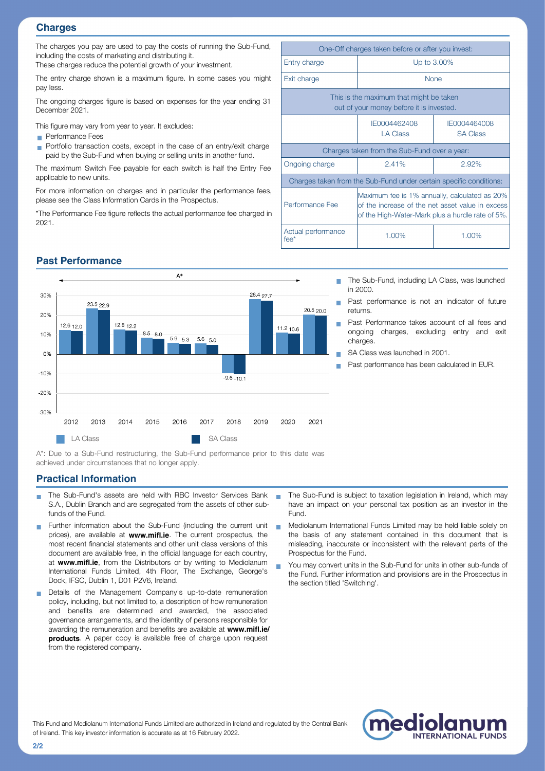## Charges

The charges you pay are used to pay the costs of running the Sub-Fund, including the costs of marketing and distributing it.
These charges reduce the potential growth of your investment.

The entry charge shown is a maximum figure. In some cases you might pay less.

The ongoing charges figure is based on expenses for the year ending 31 December 2021.

This figure may vary from year to year. It excludes:

- Performance Fees
- Portfolio transaction costs, except in the case of an entry/exit charge paid by the Sub-Fund when buying or selling units in another fund.

The maximum Switch Fee payable for each switch is half the Entry Fee applicable to new units.

For more information on charges and in particular the performance fees, please see the Class Information Cards in the Prospectus.

*The Performance Fee figure reflects the actual performance fee charged in 2021.

| One-Off charges taken before or after you invest: | | |
|---|---|---|
| Entry charge | Up to 3.00% | |
| Exit charge | None | |
| This is the maximum that might be taken out of your money before it is invested. | | |
| | IE0004462408 LA Class | IE0004464008 SA Class |
| Charges taken from the Sub-Fund over a year: | | |
| Ongoing charge | 2.41% | 2.92% |
| Charges taken from the Sub-Fund under certain specific conditions: | | |
| Performance Fee | Maximum fee is 1% annually, calculated as 20% of the increase of the net asset value in excess of the High-Water-Mark plus a hurdle rate of 5%. | |
| Actual performance fee* | 1.00% | 1.00% |

## Past Performance

A*

30%
20%
10%
0%
-10%
-20%
-30%

12.6 12.0
23.5 22.9
12.8 12.2
8.5 8.0
5.9 5.3
5.6 5.0
-9.6 -10.1
28.4 27.7
11.2 10.6
20.5 20.0

2012 2013 2014 2015 2016 2017 2018 2019 2020 2021

LA Class
SA Class

A*: Due to a Sub-Fund restructuring, the Sub-Fund performance prior to this date was achieved under circumstances that no longer apply.

- The Sub-Fund, including LA Class, was launched in 2000.
- Past performance is not an indicator of future returns.
- Past Performance takes account of all fees and ongoing charges, excluding entry and exit charges.
- SA Class was launched in 2001.
- Past performance has been calculated in EUR.

## Practical Information

- The Sub-Fund's assets are held with RBC Investor Services Bank S.A., Dublin Branch and are segregated from the assets of other sub-funds of the Fund.
- Further information about the Sub-Fund (including the current unit prices), are available at **www.mifl.ie**. The current prospectus, the most recent financial statements and other unit class versions of this document are available free, in the official language for each country, at **www.mifl.ie**, from the Distributors or by writing to Mediolanum International Funds Limited, 4th Floor, The Exchange, George's Dock, IFSC, Dublin 1, D01 P2V6, Ireland.
- Details of the Management Company's up-to-date remuneration policy, including, but not limited to, a description of how remuneration and benefits are determined and awarded, the associated governance arrangements, and the identity of persons responsible for awarding the remuneration and benefits are available at **www.mifl.ie/products**. A paper copy is available free of charge upon request from the registered company.
- The Sub-Fund is subject to taxation legislation in Ireland, which may have an impact on your personal tax position as an investor in the Fund.
- Mediolanum International Funds Limited may be held liable solely on the basis of any statement contained in this document that is misleading, inaccurate or inconsistent with the relevant parts of the Prospectus for the Fund.
- You may convert units in the Sub-Fund for units in other sub-funds of the Fund. Further information and provisions are in the Prospectus in the section titled 'Switching'.

This Fund and Mediolanum International Funds Limited are authorized in Ireland and regulated by the Central Bank of Ireland. This key investor information is accurate as at 16 February 2022.